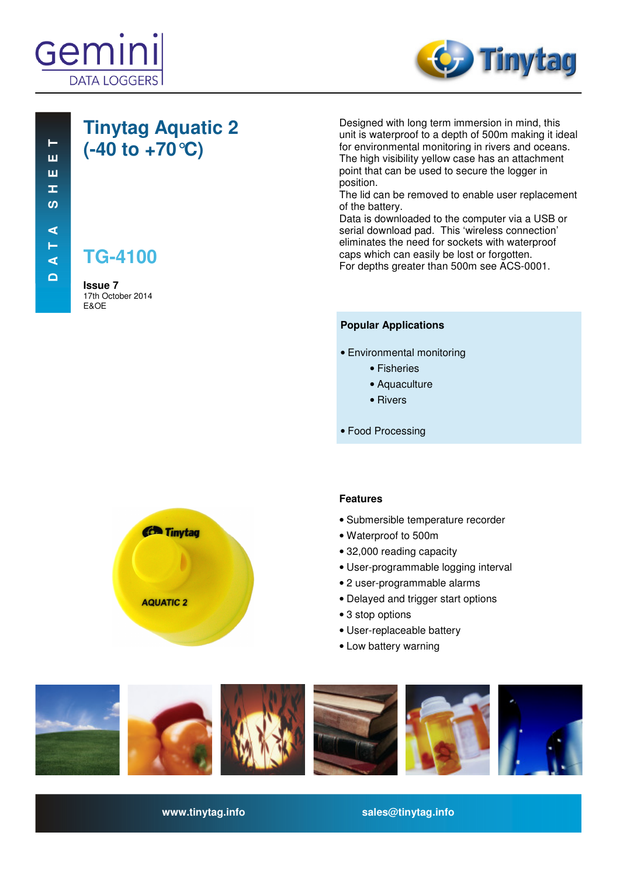Gemini DATA LOGGERS

Tinytag

DATA SHEET

# Tinytag Aquatic 2 (-40 to +70°C)

## TG-4100

**Issue 7**
17th October 2014
E&OE

Designed with long term immersion in mind, this unit is waterproof to a depth of 500m making it ideal for environmental monitoring in rivers and oceans. The high visibility yellow case has an attachment point that can be used to secure the logger in position.
The lid can be removed to enable user replacement of the battery.
Data is downloaded to the computer via a USB or serial download pad. This 'wireless connection' eliminates the need for sockets with waterproof caps which can easily be lost or forgotten.
For depths greater than 500m see ACS-0001.

### Popular Applications

- Environmental monitoring
  - Fisheries
  - Aquaculture
  - Rivers
- Food Processing

### Features

- Submersible temperature recorder
- Waterproof to 500m
- 32,000 reading capacity
- User-programmable logging interval
- 2 user-programmable alarms
- Delayed and trigger start options
- 3 stop options
- User-replaceable battery
- Low battery warning

www.tinytag.info    sales@tinytag.info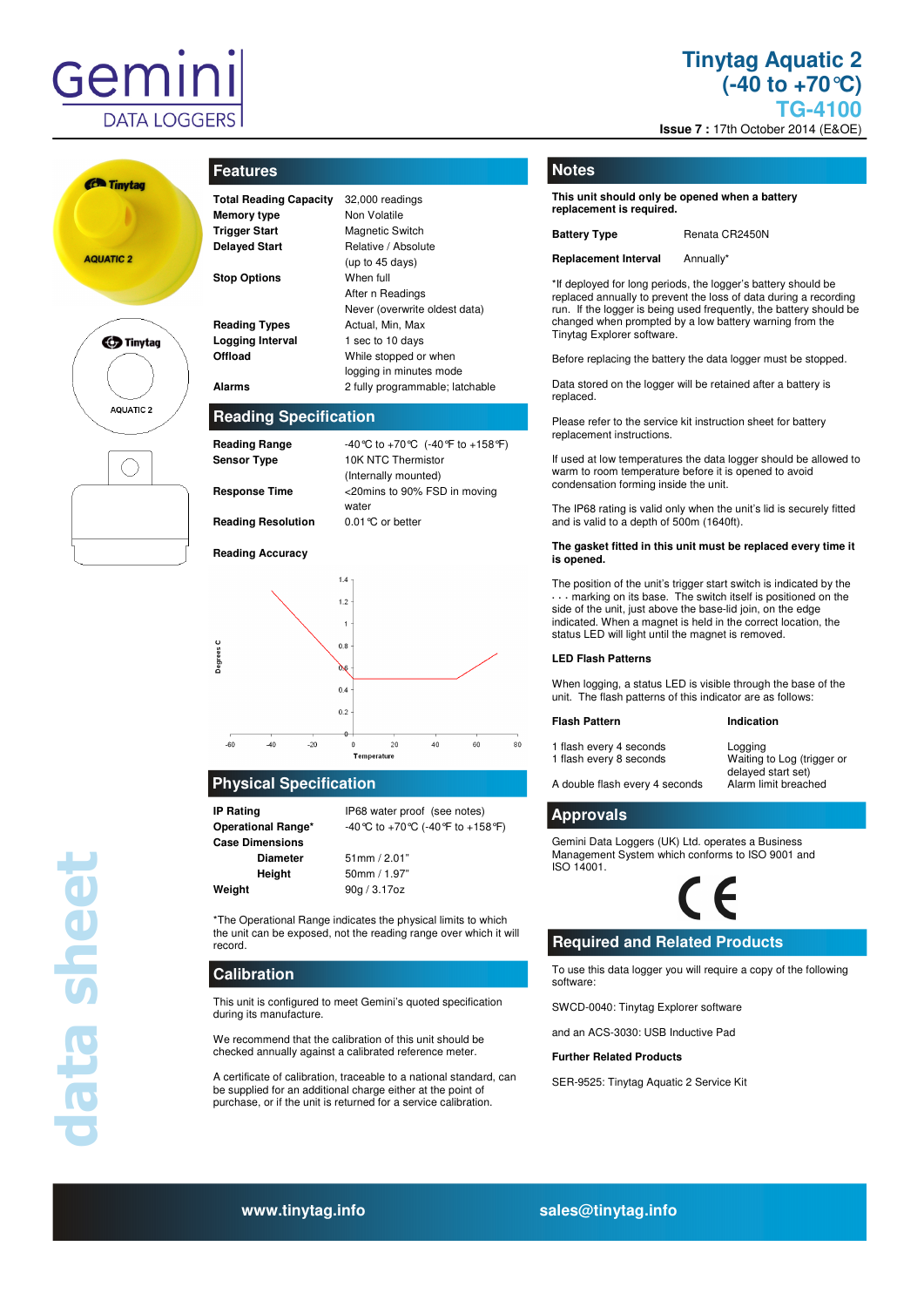# Tinytag Aquatic 2 (-40 to +70°C)

## TG-4100

**Issue 7 :** 17th October 2014 (E&OE)

## Features

| | |
|---|---|
| **Total Reading Capacity** | 32,000 readings |
| **Memory type** | Non Volatile |
| **Trigger Start** | Magnetic Switch |
| **Delayed Start** | Relative / Absolute (up to 45 days) |
| **Stop Options** | When full<br>After n Readings<br>Never (overwrite oldest data) |
| **Reading Types** | Actual, Min, Max |
| **Logging Interval** | 1 sec to 10 days |
| **Offload** | While stopped or when logging in minutes mode |
| **Alarms** | 2 fully programmable; latchable |

## Reading Specification

| | |
|---|---|
| **Reading Range** | -40°C to +70°C (-40°F to +158°F) |
| **Sensor Type** | 10K NTC Thermistor (Internally mounted) |
| **Response Time** | <20mins to 90% FSD in moving water |
| **Reading Resolution** | 0.01°C or better |

**Reading Accuracy**

Degrees C

1.4
1.2
1
0.8
0.6
0.4
0.2
0

-60 -40 -20 0 20 40 60 80

Temperature

## Physical Specification

| | |
|---|---|
| **IP Rating** | IP68 water proof (see notes) |
| **Operational Range*** | -40°C to +70°C (-40°F to +158°F) |
| **Case Dimensions** | |
| **Diameter** | 51mm / 2.01" |
| **Height** | 50mm / 1.97" |
| **Weight** | 90g / 3.17oz |

*The Operational Range indicates the physical limits to which the unit can be exposed, not the reading range over which it will record.

## Calibration

This unit is configured to meet Gemini's quoted specification during its manufacture.

We recommend that the calibration of this unit should be checked annually against a calibrated reference meter.

A certificate of calibration, traceable to a national standard, can be supplied for an additional charge either at the point of purchase, or if the unit is returned for a service calibration.

## Notes

**This unit should only be opened when a battery replacement is required.**

| | |
|---|---|
| **Battery Type** | Renata CR2450N |
| **Replacement Interval** | Annually* |

*If deployed for long periods, the logger's battery should be replaced annually to prevent the loss of data during a recording run. If the logger is being used frequently, the battery should be changed when prompted by a low battery warning from the Tinytag Explorer software.

Before replacing the battery the data logger must be stopped.

Data stored on the logger will be retained after a battery is replaced.

Please refer to the service kit instruction sheet for battery replacement instructions.

If used at low temperatures the data logger should be allowed to warm to room temperature before it is opened to avoid condensation forming inside the unit.

The IP68 rating is valid only when the unit's lid is securely fitted and is valid to a depth of 500m (1640ft).

**The gasket fitted in this unit must be replaced every time it is opened.**

The position of the unit's trigger start switch is indicated by the · · · marking on its base. The switch itself is positioned on the side of the unit, just above the base-lid join, on the edge indicated. When a magnet is held in the correct location, the status LED will light until the magnet is removed.

**LED Flash Patterns**

When logging, a status LED is visible through the base of the unit. The flash patterns of this indicator are as follows:

| Flash Pattern | Indication |
|---|---|
| 1 flash every 4 seconds | Logging |
| 1 flash every 8 seconds | Waiting to Log (trigger or delayed start set) |
| A double flash every 4 seconds | Alarm limit breached |

## Approvals

Gemini Data Loggers (UK) Ltd. operates a Business Management System which conforms to ISO 9001 and ISO 14001.

CE

## Required and Related Products

To use this data logger you will require a copy of the following software:

SWCD-0040: Tinytag Explorer software

and an ACS-3030: USB Inductive Pad

**Further Related Products**

SER-9525: Tinytag Aquatic 2 Service Kit

www.tinytag.info sales@tinytag.info